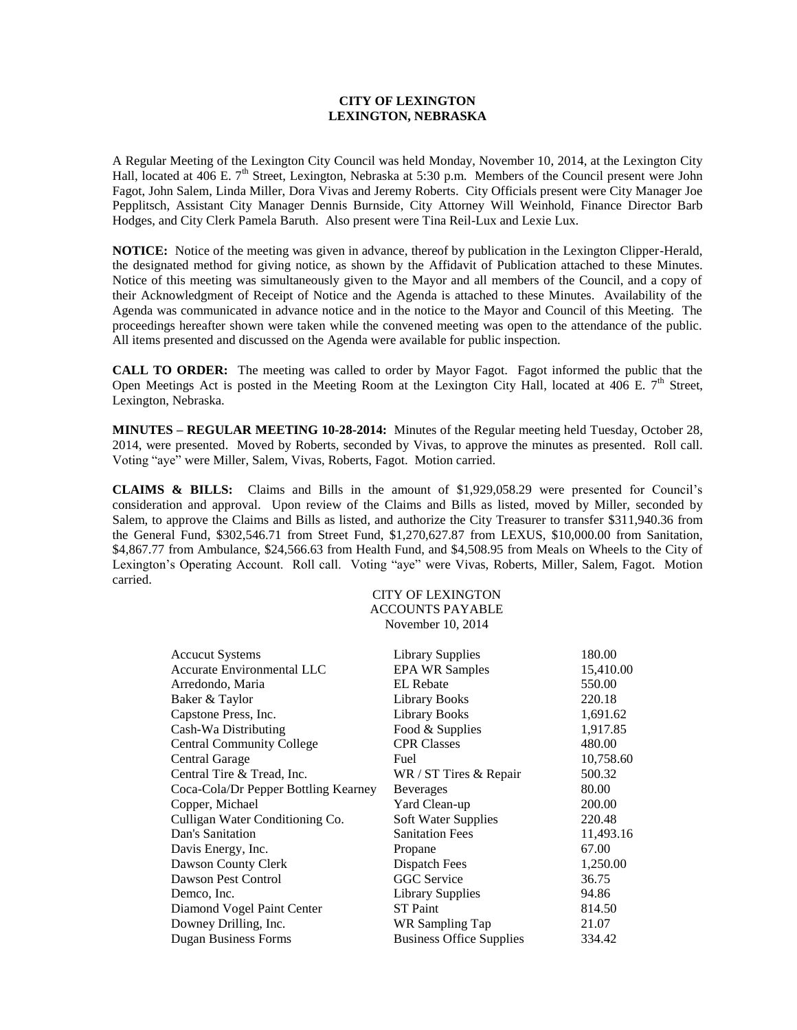**CITY OF LEXINGTON**
**LEXINGTON, NEBRASKA**

A Regular Meeting of the Lexington City Council was held Monday, November 10, 2014, at the Lexington City Hall, located at 406 E. 7th Street, Lexington, Nebraska at 5:30 p.m. Members of the Council present were John Fagot, John Salem, Linda Miller, Dora Vivas and Jeremy Roberts. City Officials present were City Manager Joe Pepplitsch, Assistant City Manager Dennis Burnside, City Attorney Will Weinhold, Finance Director Barb Hodges, and City Clerk Pamela Baruth. Also present were Tina Reil-Lux and Lexie Lux.

**NOTICE:** Notice of the meeting was given in advance, thereof by publication in the Lexington Clipper-Herald, the designated method for giving notice, as shown by the Affidavit of Publication attached to these Minutes. Notice of this meeting was simultaneously given to the Mayor and all members of the Council, and a copy of their Acknowledgment of Receipt of Notice and the Agenda is attached to these Minutes. Availability of the Agenda was communicated in advance notice and in the notice to the Mayor and Council of this Meeting. The proceedings hereafter shown were taken while the convened meeting was open to the attendance of the public. All items presented and discussed on the Agenda were available for public inspection.

**CALL TO ORDER:** The meeting was called to order by Mayor Fagot. Fagot informed the public that the Open Meetings Act is posted in the Meeting Room at the Lexington City Hall, located at 406 E. 7th Street, Lexington, Nebraska.

**MINUTES – REGULAR MEETING 10-28-2014:** Minutes of the Regular meeting held Tuesday, October 28, 2014, were presented. Moved by Roberts, seconded by Vivas, to approve the minutes as presented. Roll call. Voting "aye" were Miller, Salem, Vivas, Roberts, Fagot. Motion carried.

**CLAIMS & BILLS:** Claims and Bills in the amount of $1,929,058.29 were presented for Council's consideration and approval. Upon review of the Claims and Bills as listed, moved by Miller, seconded by Salem, to approve the Claims and Bills as listed, and authorize the City Treasurer to transfer $311,940.36 from the General Fund, $302,546.71 from Street Fund, $1,270,627.87 from LEXUS, $10,000.00 from Sanitation, $4,867.77 from Ambulance, $24,566.63 from Health Fund, and $4,508.95 from Meals on Wheels to the City of Lexington's Operating Account. Roll call. Voting "aye" were Vivas, Roberts, Miller, Salem, Fagot. Motion carried.

CITY OF LEXINGTON
ACCOUNTS PAYABLE
November 10, 2014

| | | |
|---|---|---|
| Accucut Systems | Library Supplies | 180.00 |
| Accurate Environmental LLC | EPA WR Samples | 15,410.00 |
| Arredondo, Maria | EL Rebate | 550.00 |
| Baker & Taylor | Library Books | 220.18 |
| Capstone Press, Inc. | Library Books | 1,691.62 |
| Cash-Wa Distributing | Food & Supplies | 1,917.85 |
| Central Community College | CPR Classes | 480.00 |
| Central Garage | Fuel | 10,758.60 |
| Central Tire & Tread, Inc. | WR / ST Tires & Repair | 500.32 |
| Coca-Cola/Dr Pepper Bottling Kearney | Beverages | 80.00 |
| Copper, Michael | Yard Clean-up | 200.00 |
| Culligan Water Conditioning Co. | Soft Water Supplies | 220.48 |
| Dan's Sanitation | Sanitation Fees | 11,493.16 |
| Davis Energy, Inc. | Propane | 67.00 |
| Dawson County Clerk | Dispatch Fees | 1,250.00 |
| Dawson Pest Control | GGC Service | 36.75 |
| Demco, Inc. | Library Supplies | 94.86 |
| Diamond Vogel Paint Center | ST Paint | 814.50 |
| Downey Drilling, Inc. | WR Sampling Tap | 21.07 |
| Dugan Business Forms | Business Office Supplies | 334.42 |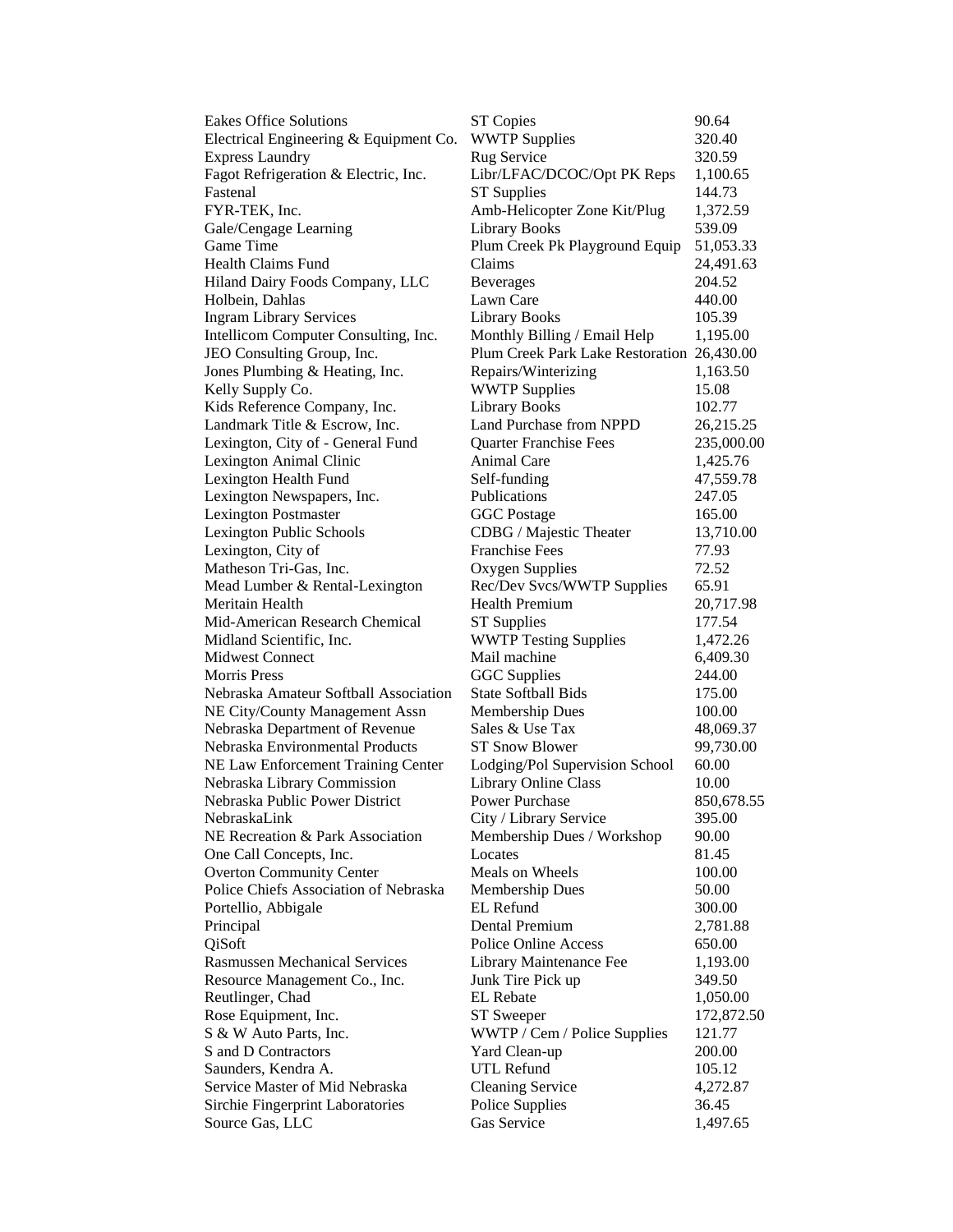| | | |
|---|---|---|
| Eakes Office Solutions | ST Copies | 90.64 |
| Electrical Engineering & Equipment Co. | WWTP Supplies | 320.40 |
| Express Laundry | Rug Service | 320.59 |
| Fagot Refrigeration & Electric, Inc. | Libr/LFAC/DCOC/Opt PK Reps | 1,100.65 |
| Fastenal | ST Supplies | 144.73 |
| FYR-TEK, Inc. | Amb-Helicopter Zone Kit/Plug | 1,372.59 |
| Gale/Cengage Learning | Library Books | 539.09 |
| Game Time | Plum Creek Pk Playground Equip | 51,053.33 |
| Health Claims Fund | Claims | 24,491.63 |
| Hiland Dairy Foods Company, LLC | Beverages | 204.52 |
| Holbein, Dahlas | Lawn Care | 440.00 |
| Ingram Library Services | Library Books | 105.39 |
| Intellicom Computer Consulting, Inc. | Monthly Billing / Email Help | 1,195.00 |
| JEO Consulting Group, Inc. | Plum Creek Park Lake Restoration | 26,430.00 |
| Jones Plumbing & Heating, Inc. | Repairs/Winterizing | 1,163.50 |
| Kelly Supply Co. | WWTP Supplies | 15.08 |
| Kids Reference Company, Inc. | Library Books | 102.77 |
| Landmark Title & Escrow, Inc. | Land Purchase from NPPD | 26,215.25 |
| Lexington, City of - General Fund | Quarter Franchise Fees | 235,000.00 |
| Lexington Animal Clinic | Animal Care | 1,425.76 |
| Lexington Health Fund | Self-funding | 47,559.78 |
| Lexington Newspapers, Inc. | Publications | 247.05 |
| Lexington Postmaster | GGC Postage | 165.00 |
| Lexington Public Schools | CDBG / Majestic Theater | 13,710.00 |
| Lexington, City of | Franchise Fees | 77.93 |
| Matheson Tri-Gas, Inc. | Oxygen Supplies | 72.52 |
| Mead Lumber & Rental-Lexington | Rec/Dev Svcs/WWTP Supplies | 65.91 |
| Meritain Health | Health Premium | 20,717.98 |
| Mid-American Research Chemical | ST Supplies | 177.54 |
| Midland Scientific, Inc. | WWTP Testing Supplies | 1,472.26 |
| Midwest Connect | Mail machine | 6,409.30 |
| Morris Press | GGC Supplies | 244.00 |
| Nebraska Amateur Softball Association | State Softball Bids | 175.00 |
| NE City/County Management Assn | Membership Dues | 100.00 |
| Nebraska Department of Revenue | Sales & Use Tax | 48,069.37 |
| Nebraska Environmental Products | ST Snow Blower | 99,730.00 |
| NE Law Enforcement Training Center | Lodging/Pol Supervision School | 60.00 |
| Nebraska Library Commission | Library Online Class | 10.00 |
| Nebraska Public Power District | Power Purchase | 850,678.55 |
| NebraskaLink | City / Library Service | 395.00 |
| NE Recreation & Park Association | Membership Dues / Workshop | 90.00 |
| One Call Concepts, Inc. | Locates | 81.45 |
| Overton Community Center | Meals on Wheels | 100.00 |
| Police Chiefs Association of Nebraska | Membership Dues | 50.00 |
| Portellio, Abbigale | EL Refund | 300.00 |
| Principal | Dental Premium | 2,781.88 |
| QiSoft | Police Online Access | 650.00 |
| Rasmussen Mechanical Services | Library Maintenance Fee | 1,193.00 |
| Resource Management Co., Inc. | Junk Tire Pick up | 349.50 |
| Reutlinger, Chad | EL Rebate | 1,050.00 |
| Rose Equipment, Inc. | ST Sweeper | 172,872.50 |
| S & W Auto Parts, Inc. | WWTP / Cem / Police Supplies | 121.77 |
| S and D Contractors | Yard Clean-up | 200.00 |
| Saunders, Kendra A. | UTL Refund | 105.12 |
| Service Master of Mid Nebraska | Cleaning Service | 4,272.87 |
| Sirchie Fingerprint Laboratories | Police Supplies | 36.45 |
| Source Gas, LLC | Gas Service | 1,497.65 |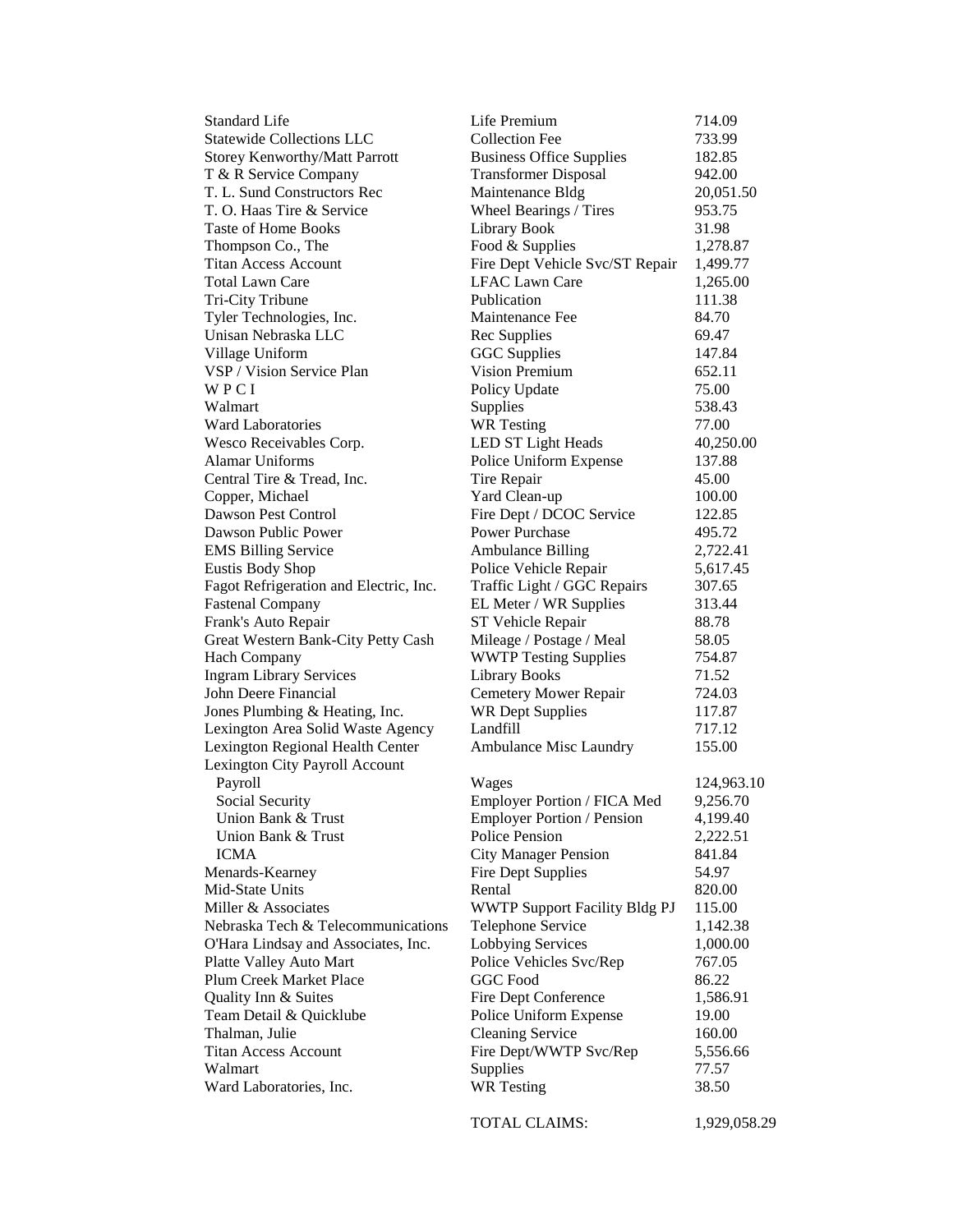| | | |
|---|---|---|
| Standard Life | Life Premium | 714.09 |
| Statewide Collections LLC | Collection Fee | 733.99 |
| Storey Kenworthy/Matt Parrott | Business Office Supplies | 182.85 |
| T & R Service Company | Transformer Disposal | 942.00 |
| T. L. Sund Constructors Rec | Maintenance Bldg | 20,051.50 |
| T. O. Haas Tire & Service | Wheel Bearings / Tires | 953.75 |
| Taste of Home Books | Library Book | 31.98 |
| Thompson Co., The | Food & Supplies | 1,278.87 |
| Titan Access Account | Fire Dept Vehicle Svc/ST Repair | 1,499.77 |
| Total Lawn Care | LFAC Lawn Care | 1,265.00 |
| Tri-City Tribune | Publication | 111.38 |
| Tyler Technologies, Inc. | Maintenance Fee | 84.70 |
| Unisan Nebraska LLC | Rec Supplies | 69.47 |
| Village Uniform | GGC Supplies | 147.84 |
| VSP / Vision Service Plan | Vision Premium | 652.11 |
| W P C I | Policy Update | 75.00 |
| Walmart | Supplies | 538.43 |
| Ward Laboratories | WR Testing | 77.00 |
| Wesco Receivables Corp. | LED ST Light Heads | 40,250.00 |
| Alamar Uniforms | Police Uniform Expense | 137.88 |
| Central Tire & Tread, Inc. | Tire Repair | 45.00 |
| Copper, Michael | Yard Clean-up | 100.00 |
| Dawson Pest Control | Fire Dept / DCOC Service | 122.85 |
| Dawson Public Power | Power Purchase | 495.72 |
| EMS Billing Service | Ambulance Billing | 2,722.41 |
| Eustis Body Shop | Police Vehicle Repair | 5,617.45 |
| Fagot Refrigeration and Electric, Inc. | Traffic Light / GGC Repairs | 307.65 |
| Fastenal Company | EL Meter / WR Supplies | 313.44 |
| Frank's Auto Repair | ST Vehicle Repair | 88.78 |
| Great Western Bank-City Petty Cash | Mileage / Postage / Meal | 58.05 |
| Hach Company | WWTP Testing Supplies | 754.87 |
| Ingram Library Services | Library Books | 71.52 |
| John Deere Financial | Cemetery Mower Repair | 724.03 |
| Jones Plumbing & Heating, Inc. | WR Dept Supplies | 117.87 |
| Lexington Area Solid Waste Agency | Landfill | 717.12 |
| Lexington Regional Health Center | Ambulance Misc Laundry | 155.00 |
| Lexington City Payroll Account | | |
| Payroll | Wages | 124,963.10 |
| Social Security | Employer Portion / FICA Med | 9,256.70 |
| Union Bank & Trust | Employer Portion / Pension | 4,199.40 |
| Union Bank & Trust | Police Pension | 2,222.51 |
| ICMA | City Manager Pension | 841.84 |
| Menards-Kearney | Fire Dept Supplies | 54.97 |
| Mid-State Units | Rental | 820.00 |
| Miller & Associates | WWTP Support Facility Bldg PJ | 115.00 |
| Nebraska Tech & Telecommunications | Telephone Service | 1,142.38 |
| O'Hara Lindsay and Associates, Inc. | Lobbying Services | 1,000.00 |
| Platte Valley Auto Mart | Police Vehicles Svc/Rep | 767.05 |
| Plum Creek Market Place | GGC Food | 86.22 |
| Quality Inn & Suites | Fire Dept Conference | 1,586.91 |
| Team Detail & Quicklube | Police Uniform Expense | 19.00 |
| Thalman, Julie | Cleaning Service | 160.00 |
| Titan Access Account | Fire Dept/WWTP Svc/Rep | 5,556.66 |
| Walmart | Supplies | 77.57 |
| Ward Laboratories, Inc. | WR Testing | 38.50 |
| | TOTAL CLAIMS: | 1,929,058.29 |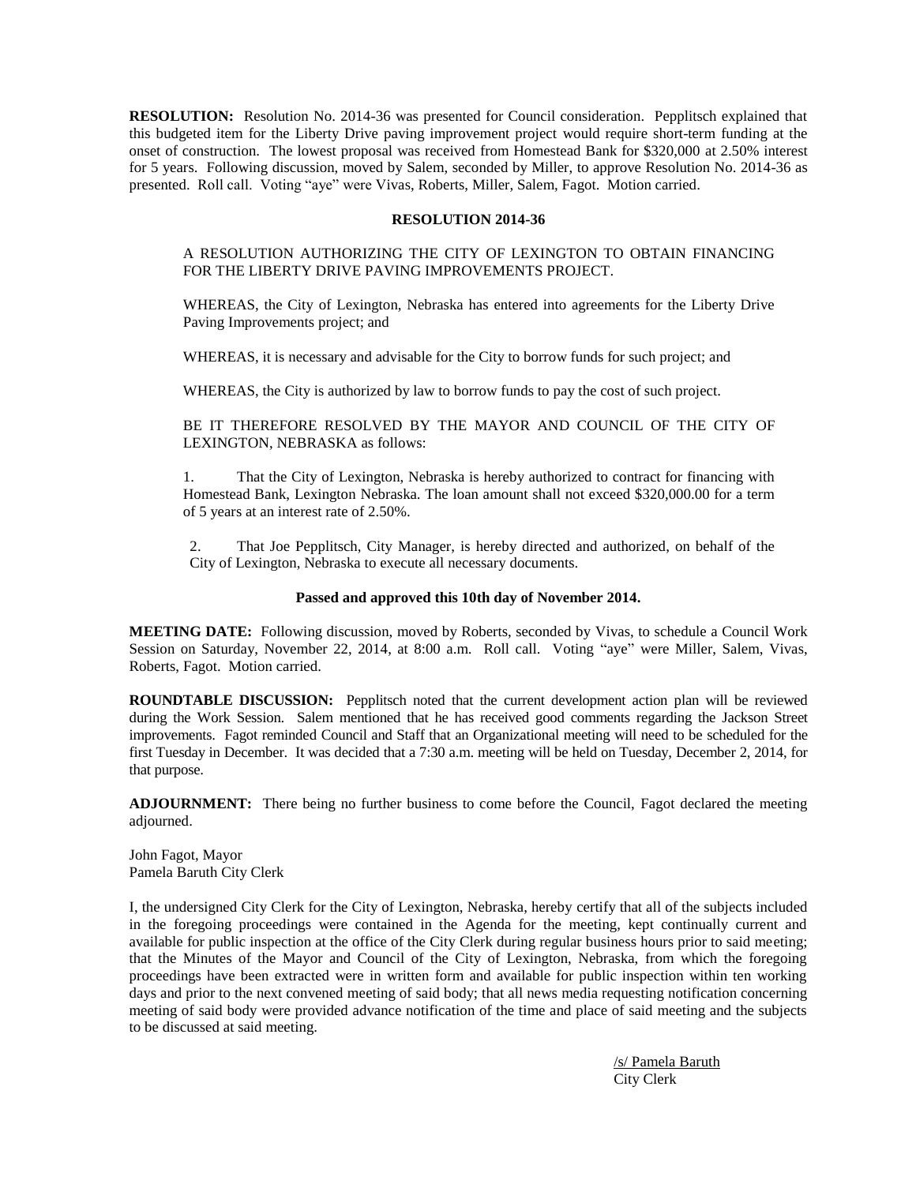**RESOLUTION:** Resolution No. 2014-36 was presented for Council consideration. Pepplitsch explained that this budgeted item for the Liberty Drive paving improvement project would require short-term funding at the onset of construction. The lowest proposal was received from Homestead Bank for $320,000 at 2.50% interest for 5 years. Following discussion, moved by Salem, seconded by Miller, to approve Resolution No. 2014-36 as presented. Roll call. Voting "aye" were Vivas, Roberts, Miller, Salem, Fagot. Motion carried.

**RESOLUTION 2014-36**

A RESOLUTION AUTHORIZING THE CITY OF LEXINGTON TO OBTAIN FINANCING FOR THE LIBERTY DRIVE PAVING IMPROVEMENTS PROJECT.

WHEREAS, the City of Lexington, Nebraska has entered into agreements for the Liberty Drive Paving Improvements project; and

WHEREAS, it is necessary and advisable for the City to borrow funds for such project; and

WHEREAS, the City is authorized by law to borrow funds to pay the cost of such project.

BE IT THEREFORE RESOLVED BY THE MAYOR AND COUNCIL OF THE CITY OF LEXINGTON, NEBRASKA as follows:

1. That the City of Lexington, Nebraska is hereby authorized to contract for financing with Homestead Bank, Lexington Nebraska. The loan amount shall not exceed $320,000.00 for a term of 5 years at an interest rate of 2.50%.

2. That Joe Pepplitsch, City Manager, is hereby directed and authorized, on behalf of the City of Lexington, Nebraska to execute all necessary documents.

**Passed and approved this 10th day of November 2014.**

**MEETING DATE:** Following discussion, moved by Roberts, seconded by Vivas, to schedule a Council Work Session on Saturday, November 22, 2014, at 8:00 a.m. Roll call. Voting "aye" were Miller, Salem, Vivas, Roberts, Fagot. Motion carried.

**ROUNDTABLE DISCUSSION:** Pepplitsch noted that the current development action plan will be reviewed during the Work Session. Salem mentioned that he has received good comments regarding the Jackson Street improvements. Fagot reminded Council and Staff that an Organizational meeting will need to be scheduled for the first Tuesday in December. It was decided that a 7:30 a.m. meeting will be held on Tuesday, December 2, 2014, for that purpose.

**ADJOURNMENT:** There being no further business to come before the Council, Fagot declared the meeting adjourned.

John Fagot, Mayor
Pamela Baruth City Clerk

I, the undersigned City Clerk for the City of Lexington, Nebraska, hereby certify that all of the subjects included in the foregoing proceedings were contained in the Agenda for the meeting, kept continually current and available for public inspection at the office of the City Clerk during regular business hours prior to said meeting; that the Minutes of the Mayor and Council of the City of Lexington, Nebraska, from which the foregoing proceedings have been extracted were in written form and available for public inspection within ten working days and prior to the next convened meeting of said body; that all news media requesting notification concerning meeting of said body were provided advance notification of the time and place of said meeting and the subjects to be discussed at said meeting.

/s/ Pamela Baruth
City Clerk